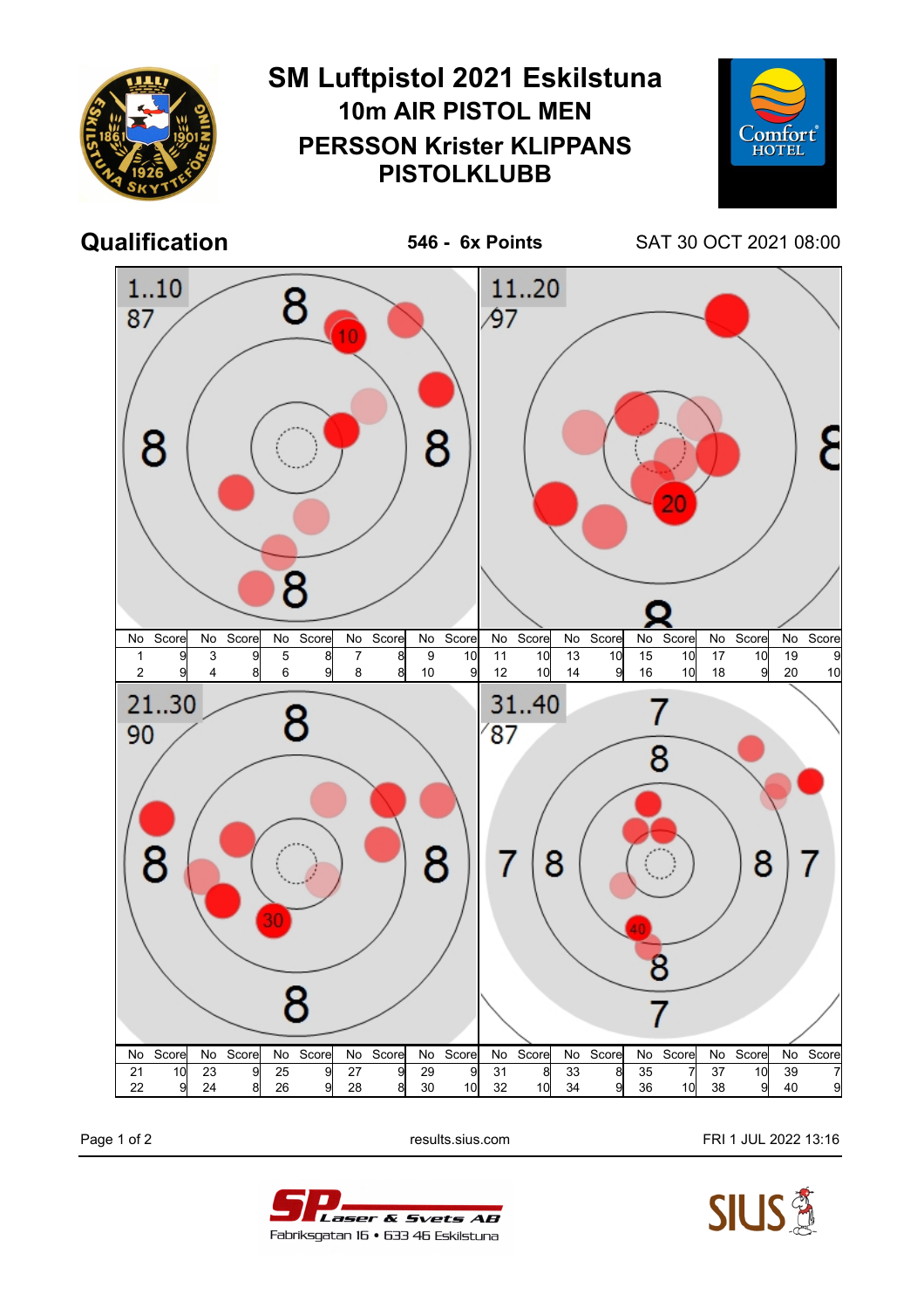# SM Luftpistol 2021 Eskilstuna

## 10m AIR PISTOL MEN

## PERSSON Krister KLIPPANS PISTOLKLUBB

**Qualification** **546 - 6x Points** SAT 30 OCT 2021 08:00

1..10: 87

| No | Score | No | Score | No | Score | No | Score | No | Score |
|---|---|---|---|---|---|---|---|---|---|
| 1 | 9 | 3 | 9 | 5 | 8 | 7 | 8 | 9 | 10 |
| 2 | 9 | 4 | 8 | 6 | 9 | 8 | 8 | 10 | 9 |

11..20: 97

| No | Score | No | Score | No | Score | No | Score | No | Score |
|---|---|---|---|---|---|---|---|---|---|
| 11 | 10 | 13 | 10 | 15 | 10 | 17 | 10 | 19 | 9 |
| 12 | 10 | 14 | 9 | 16 | 10 | 18 | 9 | 20 | 10 |

21..30: 90

| No | Score | No | Score | No | Score | No | Score | No | Score |
|---|---|---|---|---|---|---|---|---|---|
| 21 | 10 | 23 | 9 | 25 | 9 | 27 | 9 | 29 | 9 |
| 22 | 9 | 24 | 8 | 26 | 9 | 28 | 8 | 30 | 10 |

31..40: 87

| No | Score | No | Score | No | Score | No | Score | No | Score |
|---|---|---|---|---|---|---|---|---|---|
| 31 | 8 | 33 | 8 | 35 | 7 | 37 | 10 | 39 | 7 |
| 32 | 10 | 34 | 9 | 36 | 10 | 38 | 9 | 40 | 9 |

results.sius.com

FRI 1 JUL 2022 13:16

SP Laser & Svets AB
Fabriksgatan 16 • 633 46 Eskilstuna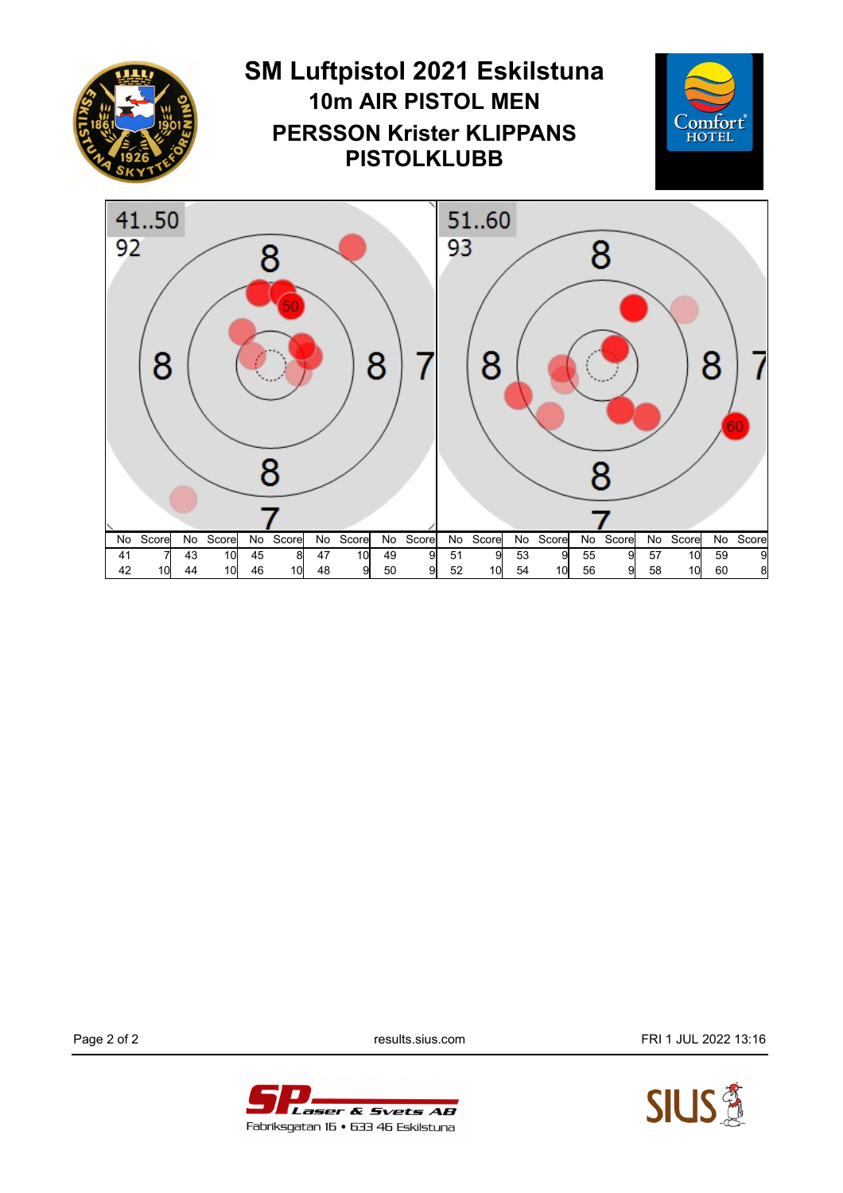# SM Luftpistol 2021 Eskilstuna

## 10m AIR PISTOL MEN

## PERSSON Krister KLIPPANS PISTOLKLUBB

41..50
92

8
8
8
7
8
7
50

51..60
93

8
8
8
7
8
7
60

| No | Score | No | Score | No | Score | No | Score | No | Score | No | Score | No | Score | No | Score | No | Score | No | Score |
|---|---|---|---|---|---|---|---|---|---|---|---|---|---|---|---|---|---|---|---|
| 41 | 7 | 43 | 10 | 45 | 8 | 47 | 10 | 49 | 9 | 51 | 9 | 53 | 9 | 55 | 9 | 57 | 10 | 59 | 9 |
| 42 | 10 | 44 | 10 | 46 | 10 | 48 | 9 | 50 | 9 | 52 | 10 | 54 | 10 | 56 | 9 | 58 | 10 | 60 | 8 |

results.sius.com

FRI 1 JUL 2022 13:16

SP Laser & Svets AB
Fabriksgatan 16 • 633 46 Eskilstuna

SIUS